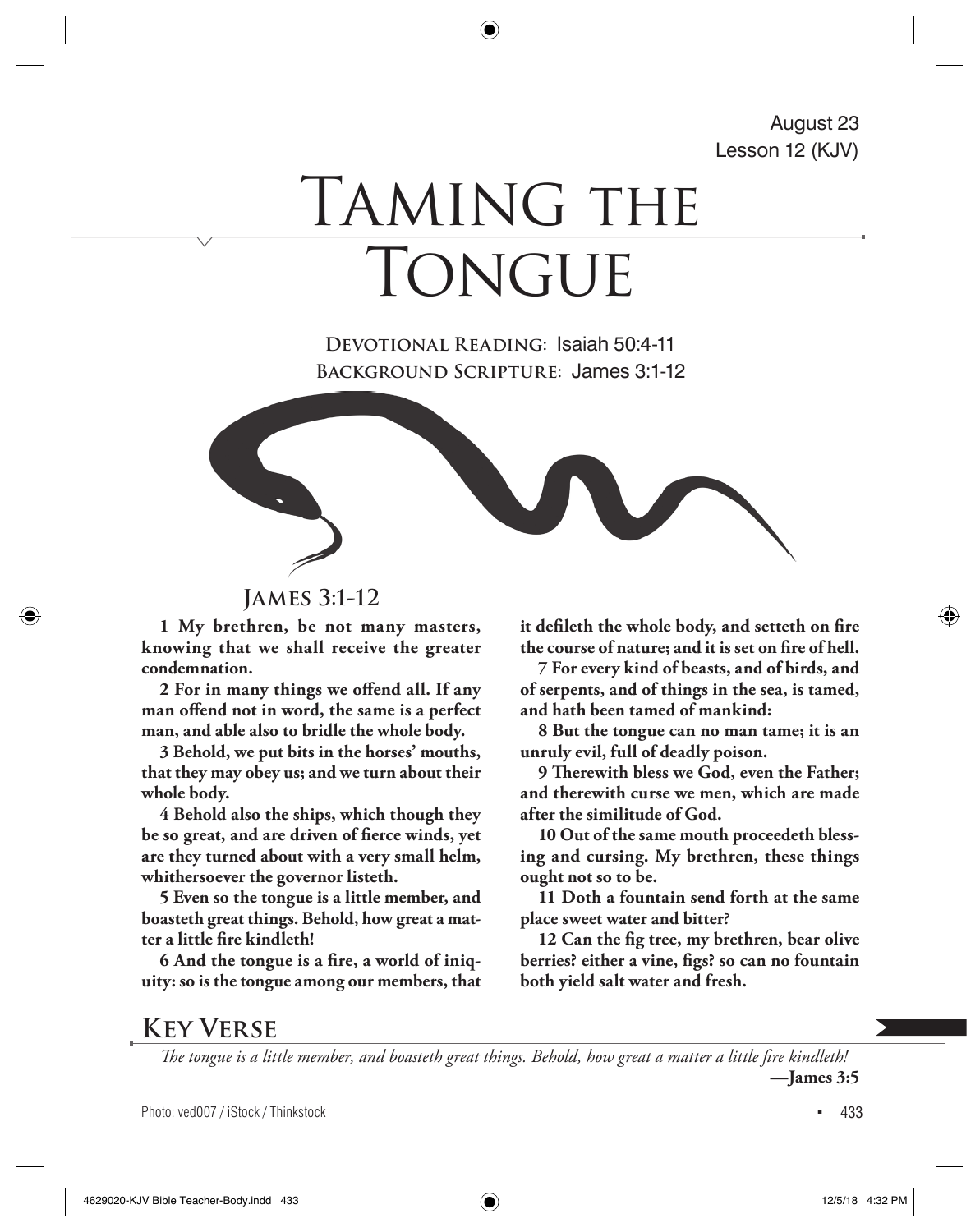August 23
Lesson 12 (KJV)

# Taming the Tongue

**Devotional Reading:** Isaiah 50:4-11
**Background Scripture:** James 3:1-12

## James 3:1-12

**1 My brethren, be not many masters, knowing that we shall receive the greater condemnation.**

**2 For in many things we offend all. If any man offend not in word, the same is a perfect man, and able also to bridle the whole body.**

**3 Behold, we put bits in the horses' mouths, that they may obey us; and we turn about their whole body.**

**4 Behold also the ships, which though they be so great, and are driven of fierce winds, yet are they turned about with a very small helm, whithersoever the governor listeth.**

**5 Even so the tongue is a little member, and boasteth great things. Behold, how great a matter a little fire kindleth!**

**6 And the tongue is a fire, a world of iniquity: so is the tongue among our members, that it defileth the whole body, and setteth on fire the course of nature; and it is set on fire of hell.**

**7 For every kind of beasts, and of birds, and of serpents, and of things in the sea, is tamed, and hath been tamed of mankind:**

**8 But the tongue can no man tame; it is an unruly evil, full of deadly poison.**

**9 Therewith bless we God, even the Father; and therewith curse we men, which are made after the similitude of God.**

**10 Out of the same mouth proceedeth blessing and cursing. My brethren, these things ought not so to be.**

**11 Doth a fountain send forth at the same place sweet water and bitter?**

**12 Can the fig tree, my brethren, bear olive berries? either a vine, figs? so can no fountain both yield salt water and fresh.**

## Key Verse

*The tongue is a little member, and boasteth great things. Behold, how great a matter a little fire kindleth!*
**—James 3:5**

Photo: ved007 / iStock / Thinkstock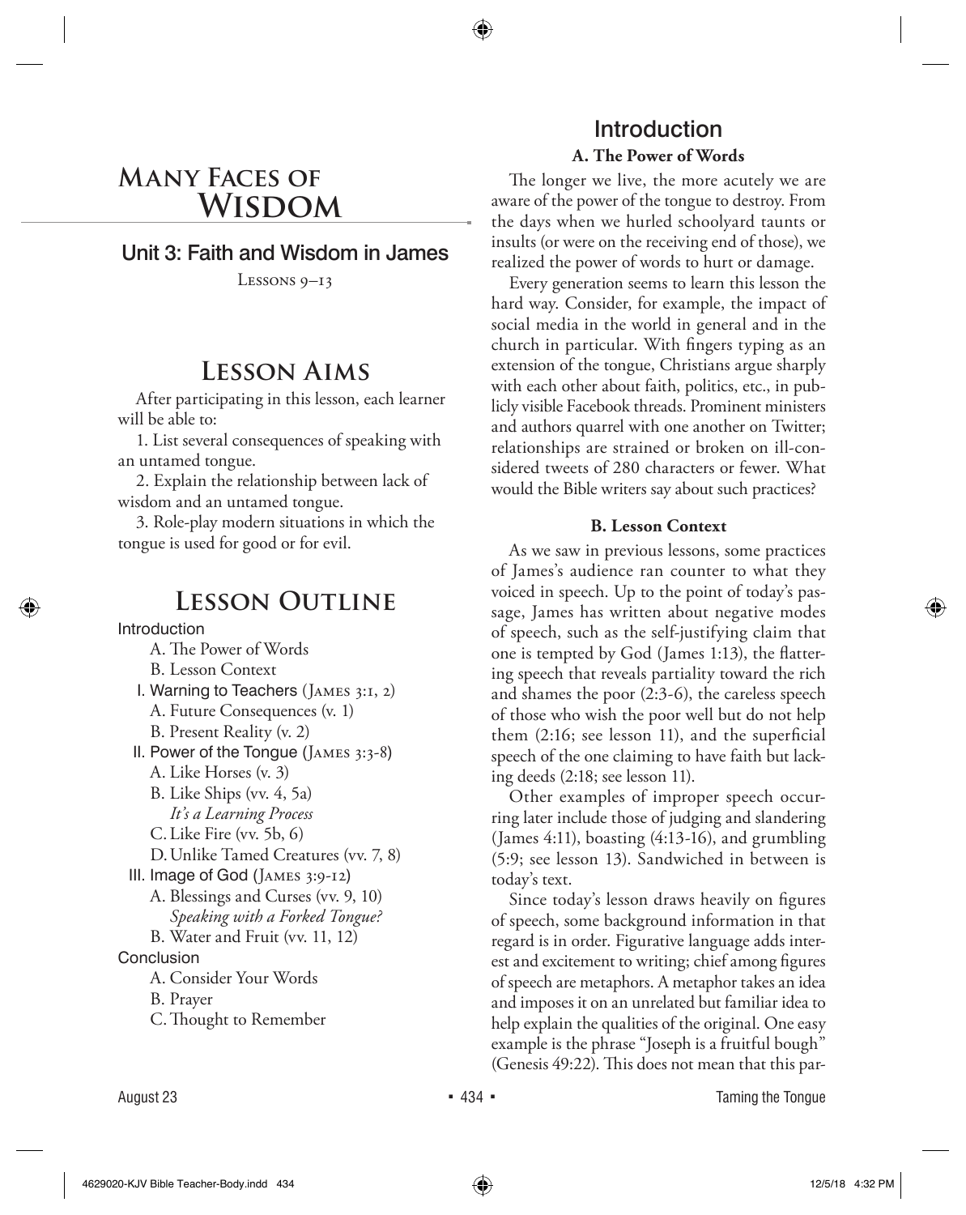# Many Faces of Wisdom

## Unit 3: Faith and Wisdom in James

Lessons 9–13

## Lesson Aims

After participating in this lesson, each learner will be able to:

1. List several consequences of speaking with an untamed tongue.

2. Explain the relationship between lack of wisdom and an untamed tongue.

3. Role-play modern situations in which the tongue is used for good or for evil.

## Lesson Outline

Introduction
- A. The Power of Words
- B. Lesson Context

I. Warning to Teachers (James 3:1, 2)
- A. Future Consequences (v. 1)
- B. Present Reality (v. 2)

II. Power of the Tongue (James 3:3-8)
- A. Like Horses (v. 3)
- B. Like Ships (vv. 4, 5a)
  - *It's a Learning Process*
- C. Like Fire (vv. 5b, 6)
- D. Unlike Tamed Creatures (vv. 7, 8)

III. Image of God (James 3:9-12)
- A. Blessings and Curses (vv. 9, 10)
  - *Speaking with a Forked Tongue?*
- B. Water and Fruit (vv. 11, 12)

Conclusion
- A. Consider Your Words
- B. Prayer
- C. Thought to Remember

## Introduction

### A. The Power of Words

The longer we live, the more acutely we are aware of the power of the tongue to destroy. From the days when we hurled schoolyard taunts or insults (or were on the receiving end of those), we realized the power of words to hurt or damage.

Every generation seems to learn this lesson the hard way. Consider, for example, the impact of social media in the world in general and in the church in particular. With fingers typing as an extension of the tongue, Christians argue sharply with each other about faith, politics, etc., in publicly visible Facebook threads. Prominent ministers and authors quarrel with one another on Twitter; relationships are strained or broken on ill-considered tweets of 280 characters or fewer. What would the Bible writers say about such practices?

### B. Lesson Context

As we saw in previous lessons, some practices of James's audience ran counter to what they voiced in speech. Up to the point of today's passage, James has written about negative modes of speech, such as the self-justifying claim that one is tempted by God (James 1:13), the flattering speech that reveals partiality toward the rich and shames the poor (2:3-6), the careless speech of those who wish the poor well but do not help them (2:16; see lesson 11), and the superficial speech of the one claiming to have faith but lacking deeds (2:18; see lesson 11).

Other examples of improper speech occurring later include those of judging and slandering (James 4:11), boasting (4:13-16), and grumbling (5:9; see lesson 13). Sandwiched in between is today's text.

Since today's lesson draws heavily on figures of speech, some background information in that regard is in order. Figurative language adds interest and excitement to writing; chief among figures of speech are metaphors. A metaphor takes an idea and imposes it on an unrelated but familiar idea to help explain the qualities of the original. One easy example is the phrase "Joseph is a fruitful bough" (Genesis 49:22). This does not mean that this par-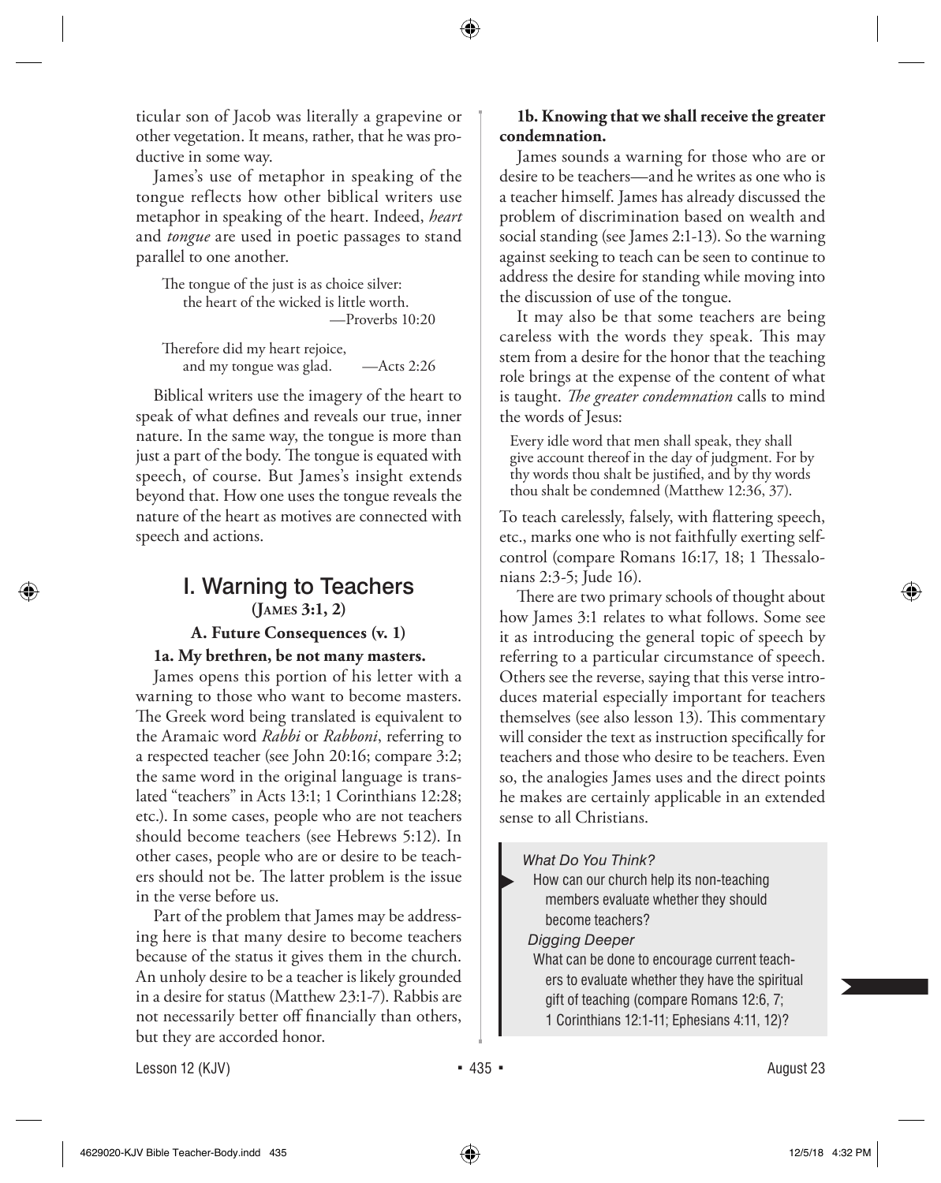ticular son of Jacob was literally a grapevine or other vegetation. It means, rather, that he was productive in some way.

James's use of metaphor in speaking of the tongue reflects how other biblical writers use metaphor in speaking of the heart. Indeed, *heart* and *tongue* are used in poetic passages to stand parallel to one another.

> The tongue of the just is as choice silver:
> the heart of the wicked is little worth.
> —Proverbs 10:20

> Therefore did my heart rejoice,
> and my tongue was glad. —Acts 2:26

Biblical writers use the imagery of the heart to speak of what defines and reveals our true, inner nature. In the same way, the tongue is more than just a part of the body. The tongue is equated with speech, of course. But James's insight extends beyond that. How one uses the tongue reveals the nature of the heart as motives are connected with speech and actions.

## I. Warning to Teachers (James 3:1, 2)

### A. Future Consequences (v. 1)

**1a. My brethren, be not many masters.**

James opens this portion of his letter with a warning to those who want to become masters. The Greek word being translated is equivalent to the Aramaic word *Rabbi* or *Rabboni*, referring to a respected teacher (see John 20:16; compare 3:2; the same word in the original language is translated "teachers" in Acts 13:1; 1 Corinthians 12:28; etc.). In some cases, people who are not teachers should become teachers (see Hebrews 5:12). In other cases, people who are or desire to be teachers should not be. The latter problem is the issue in the verse before us.

Part of the problem that James may be addressing here is that many desire to become teachers because of the status it gives them in the church. An unholy desire to be a teacher is likely grounded in a desire for status (Matthew 23:1-7). Rabbis are not necessarily better off financially than others, but they are accorded honor.

**1b. Knowing that we shall receive the greater condemnation.**

James sounds a warning for those who are or desire to be teachers—and he writes as one who is a teacher himself. James has already discussed the problem of discrimination based on wealth and social standing (see James 2:1-13). So the warning against seeking to teach can be seen to continue to address the desire for standing while moving into the discussion of use of the tongue.

It may also be that some teachers are being careless with the words they speak. This may stem from a desire for the honor that the teaching role brings at the expense of the content of what is taught. *The greater condemnation* calls to mind the words of Jesus:

> Every idle word that men shall speak, they shall give account thereof in the day of judgment. For by thy words thou shalt be justified, and by thy words thou shalt be condemned (Matthew 12:36, 37).

To teach carelessly, falsely, with flattering speech, etc., marks one who is not faithfully exerting self-control (compare Romans 16:17, 18; 1 Thessalonians 2:3-5; Jude 16).

There are two primary schools of thought about how James 3:1 relates to what follows. Some see it as introducing the general topic of speech by referring to a particular circumstance of speech. Others see the reverse, saying that this verse introduces material especially important for teachers themselves (see also lesson 13). This commentary will consider the text as instruction specifically for teachers and those who desire to be teachers. Even so, the analogies James uses and the direct points he makes are certainly applicable in an extended sense to all Christians.

*What Do You Think?*

How can our church help its non-teaching members evaluate whether they should become teachers?

*Digging Deeper*

What can be done to encourage current teachers to evaluate whether they have the spiritual gift of teaching (compare Romans 12:6, 7; 1 Corinthians 12:1-11; Ephesians 4:11, 12)?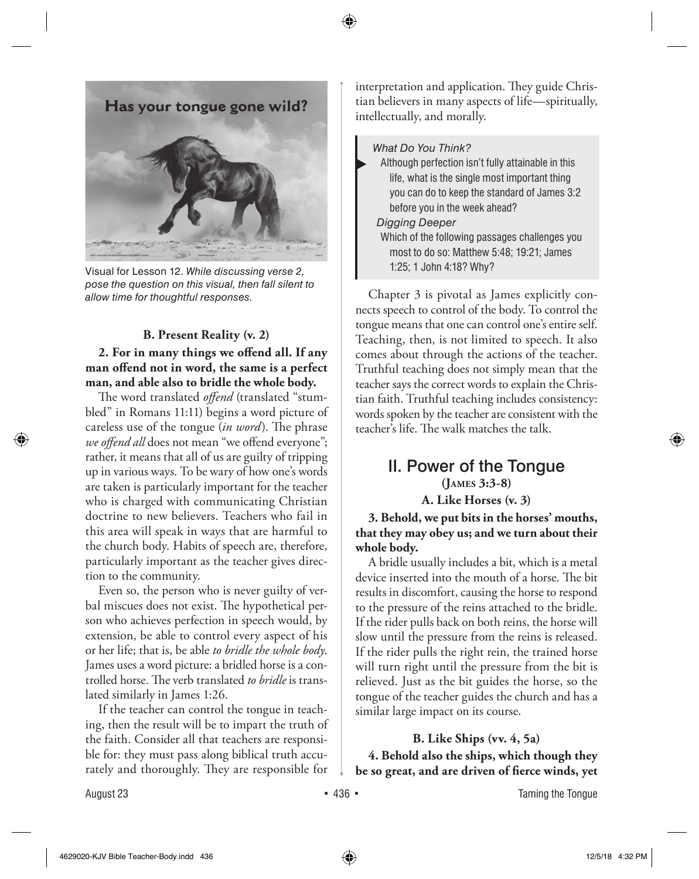Has your tongue gone wild?

Visual for Lesson 12. *While discussing verse 2, pose the question on this visual, then fall silent to allow time for thoughtful responses.*

### B. Present Reality (v. 2)

**2. For in many things we offend all. If any man offend not in word, the same is a perfect man, and able also to bridle the whole body.**

The word translated *offend* (translated "stumbled" in Romans 11:11) begins a word picture of careless use of the tongue (*in word*). The phrase *we offend all* does not mean "we offend everyone"; rather, it means that all of us are guilty of tripping up in various ways. To be wary of how one's words are taken is particularly important for the teacher who is charged with communicating Christian doctrine to new believers. Teachers who fail in this area will speak in ways that are harmful to the church body. Habits of speech are, therefore, particularly important as the teacher gives direction to the community.

Even so, the person who is never guilty of verbal miscues does not exist. The hypothetical person who achieves perfection in speech would, by extension, be able to control every aspect of his or her life; that is, be able *to bridle the whole body*. James uses a word picture: a bridled horse is a controlled horse. The verb translated *to bridle* is translated similarly in James 1:26.

If the teacher can control the tongue in teaching, then the result will be to impart the truth of the faith. Consider all that teachers are responsible for: they must pass along biblical truth accurately and thoroughly. They are responsible for interpretation and application. They guide Christian believers in many aspects of life—spiritually, intellectually, and morally.

> *What Do You Think?*
>
> Although perfection isn't fully attainable in this life, what is the single most important thing you can do to keep the standard of James 3:2 before you in the week ahead?
>
> *Digging Deeper*
>
> Which of the following passages challenges you most to do so: Matthew 5:48; 19:21; James 1:25; 1 John 4:18? Why?

Chapter 3 is pivotal as James explicitly connects speech to control of the body. To control the tongue means that one can control one's entire self. Teaching, then, is not limited to speech. It also comes about through the actions of the teacher. Truthful teaching does not simply mean that the teacher says the correct words to explain the Christian faith. Truthful teaching includes consistency: words spoken by the teacher are consistent with the teacher's life. The walk matches the talk.

## II. Power of the Tongue
**(James 3:3-8)**

### A. Like Horses (v. 3)

**3. Behold, we put bits in the horses' mouths, that they may obey us; and we turn about their whole body.**

A bridle usually includes a bit, which is a metal device inserted into the mouth of a horse. The bit results in discomfort, causing the horse to respond to the pressure of the reins attached to the bridle. If the rider pulls back on both reins, the horse will slow until the pressure from the reins is released. If the rider pulls the right rein, the trained horse will turn right until the pressure from the bit is relieved. Just as the bit guides the horse, so the tongue of the teacher guides the church and has a similar large impact on its course.

### B. Like Ships (vv. 4, 5a)

**4. Behold also the ships, which though they be so great, and are driven of fierce winds, yet**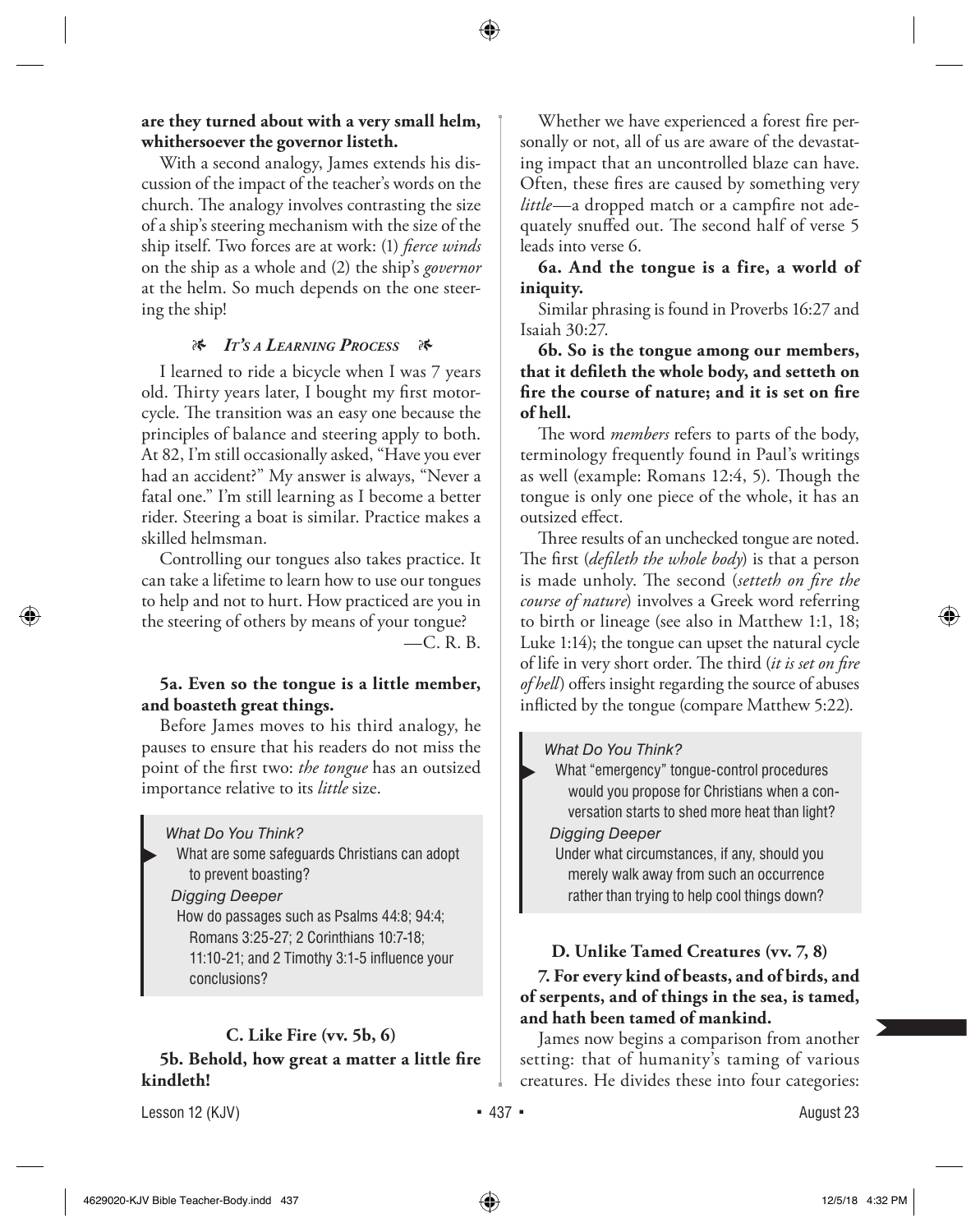**are they turned about with a very small helm, whithersoever the governor listeth.**

With a second analogy, James extends his discussion of the impact of the teacher's words on the church. The analogy involves contrasting the size of a ship's steering mechanism with the size of the ship itself. Two forces are at work: (1) *fierce winds* on the ship as a whole and (2) the ship's *governor* at the helm. So much depends on the one steering the ship!

### *It's a Learning Process*

I learned to ride a bicycle when I was 7 years old. Thirty years later, I bought my first motorcycle. The transition was an easy one because the principles of balance and steering apply to both. At 82, I'm still occasionally asked, "Have you ever had an accident?" My answer is always, "Never a fatal one." I'm still learning as I become a better rider. Steering a boat is similar. Practice makes a skilled helmsman.

Controlling our tongues also takes practice. It can take a lifetime to learn how to use our tongues to help and not to hurt. How practiced are you in the steering of others by means of your tongue?

—C. R. B.

**5a. Even so the tongue is a little member, and boasteth great things.**

Before James moves to his third analogy, he pauses to ensure that his readers do not miss the point of the first two: *the tongue* has an outsized importance relative to its *little* size.

> *What Do You Think?*
>
> What are some safeguards Christians can adopt to prevent boasting?
>
> *Digging Deeper*
>
> How do passages such as Psalms 44:8; 94:4; Romans 3:25-27; 2 Corinthians 10:7-18; 11:10-21; and 2 Timothy 3:1-5 influence your conclusions?

### C. Like Fire (vv. 5b, 6)

**5b. Behold, how great a matter a little fire kindleth!**

Whether we have experienced a forest fire personally or not, all of us are aware of the devastating impact that an uncontrolled blaze can have. Often, these fires are caused by something very *little*—a dropped match or a campfire not adequately snuffed out. The second half of verse 5 leads into verse 6.

**6a. And the tongue is a fire, a world of iniquity.**

Similar phrasing is found in Proverbs 16:27 and Isaiah 30:27.

**6b. So is the tongue among our members, that it defileth the whole body, and setteth on fire the course of nature; and it is set on fire of hell.**

The word *members* refers to parts of the body, terminology frequently found in Paul's writings as well (example: Romans 12:4, 5). Though the tongue is only one piece of the whole, it has an outsized effect.

Three results of an unchecked tongue are noted. The first (*defileth the whole body*) is that a person is made unholy. The second (*setteth on fire the course of nature*) involves a Greek word referring to birth or lineage (see also in Matthew 1:1, 18; Luke 1:14); the tongue can upset the natural cycle of life in very short order. The third (*it is set on fire of hell*) offers insight regarding the source of abuses inflicted by the tongue (compare Matthew 5:22).

> *What Do You Think?*
>
> What "emergency" tongue-control procedures would you propose for Christians when a conversation starts to shed more heat than light?
>
> *Digging Deeper*
>
> Under what circumstances, if any, should you merely walk away from such an occurrence rather than trying to help cool things down?

### D. Unlike Tamed Creatures (vv. 7, 8)

**7. For every kind of beasts, and of birds, and of serpents, and of things in the sea, is tamed, and hath been tamed of mankind.**

James now begins a comparison from another setting: that of humanity's taming of various creatures. He divides these into four categories: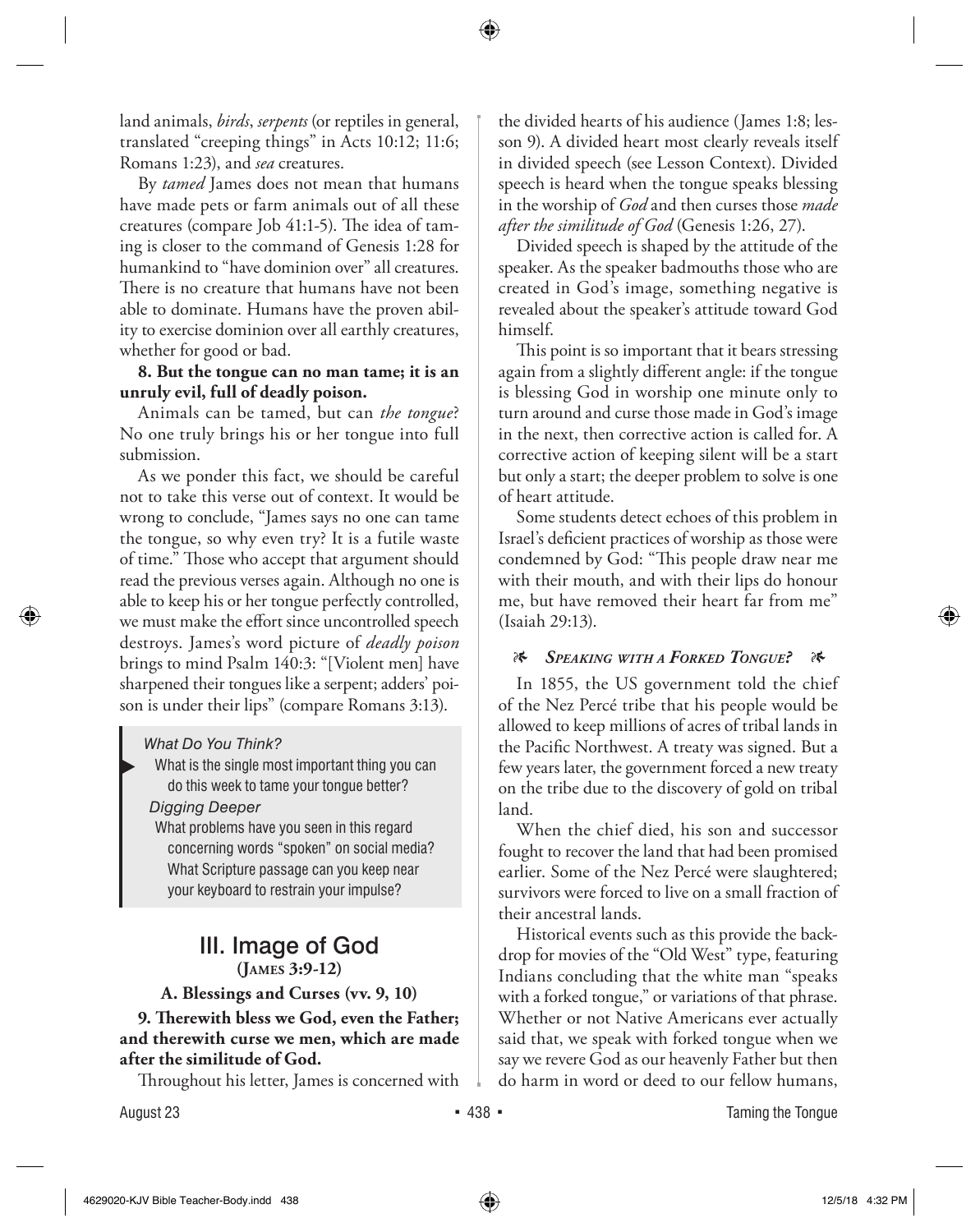land animals, *birds*, *serpents* (or reptiles in general, translated "creeping things" in Acts 10:12; 11:6; Romans 1:23), and *sea* creatures.

By *tamed* James does not mean that humans have made pets or farm animals out of all these creatures (compare Job 41:1-5). The idea of taming is closer to the command of Genesis 1:28 for humankind to "have dominion over" all creatures. There is no creature that humans have not been able to dominate. Humans have the proven ability to exercise dominion over all earthly creatures, whether for good or bad.

**8. But the tongue can no man tame; it is an unruly evil, full of deadly poison.**

Animals can be tamed, but can *the tongue*? No one truly brings his or her tongue into full submission.

As we ponder this fact, we should be careful not to take this verse out of context. It would be wrong to conclude, "James says no one can tame the tongue, so why even try? It is a futile waste of time." Those who accept that argument should read the previous verses again. Although no one is able to keep his or her tongue perfectly controlled, we must make the effort since uncontrolled speech destroys. James's word picture of *deadly poison* brings to mind Psalm 140:3: "[Violent men] have sharpened their tongues like a serpent; adders' poison is under their lips" (compare Romans 3:13).

> *What Do You Think?*
>
> What is the single most important thing you can do this week to tame your tongue better?
>
> *Digging Deeper*
>
> What problems have you seen in this regard concerning words "spoken" on social media? What Scripture passage can you keep near your keyboard to restrain your impulse?

## III. Image of God (James 3:9-12)

### A. Blessings and Curses (vv. 9, 10)

**9. Therewith bless we God, even the Father; and therewith curse we men, which are made after the similitude of God.**

Throughout his letter, James is concerned with the divided hearts of his audience (James 1:8; lesson 9). A divided heart most clearly reveals itself in divided speech (see Lesson Context). Divided speech is heard when the tongue speaks blessing in the worship of *God* and then curses those *made after the similitude of God* (Genesis 1:26, 27).

Divided speech is shaped by the attitude of the speaker. As the speaker badmouths those who are created in God's image, something negative is revealed about the speaker's attitude toward God himself.

This point is so important that it bears stressing again from a slightly different angle: if the tongue is blessing God in worship one minute only to turn around and curse those made in God's image in the next, then corrective action is called for. A corrective action of keeping silent will be a start but only a start; the deeper problem to solve is one of heart attitude.

Some students detect echoes of this problem in Israel's deficient practices of worship as those were condemned by God: "This people draw near me with their mouth, and with their lips do honour me, but have removed their heart far from me" (Isaiah 29:13).

### *Speaking with a Forked Tongue?*

In 1855, the US government told the chief of the Nez Percé tribe that his people would be allowed to keep millions of acres of tribal lands in the Pacific Northwest. A treaty was signed. But a few years later, the government forced a new treaty on the tribe due to the discovery of gold on tribal land.

When the chief died, his son and successor fought to recover the land that had been promised earlier. Some of the Nez Percé were slaughtered; survivors were forced to live on a small fraction of their ancestral lands.

Historical events such as this provide the backdrop for movies of the "Old West" type, featuring Indians concluding that the white man "speaks with a forked tongue," or variations of that phrase. Whether or not Native Americans ever actually said that, we speak with forked tongue when we say we revere God as our heavenly Father but then do harm in word or deed to our fellow humans,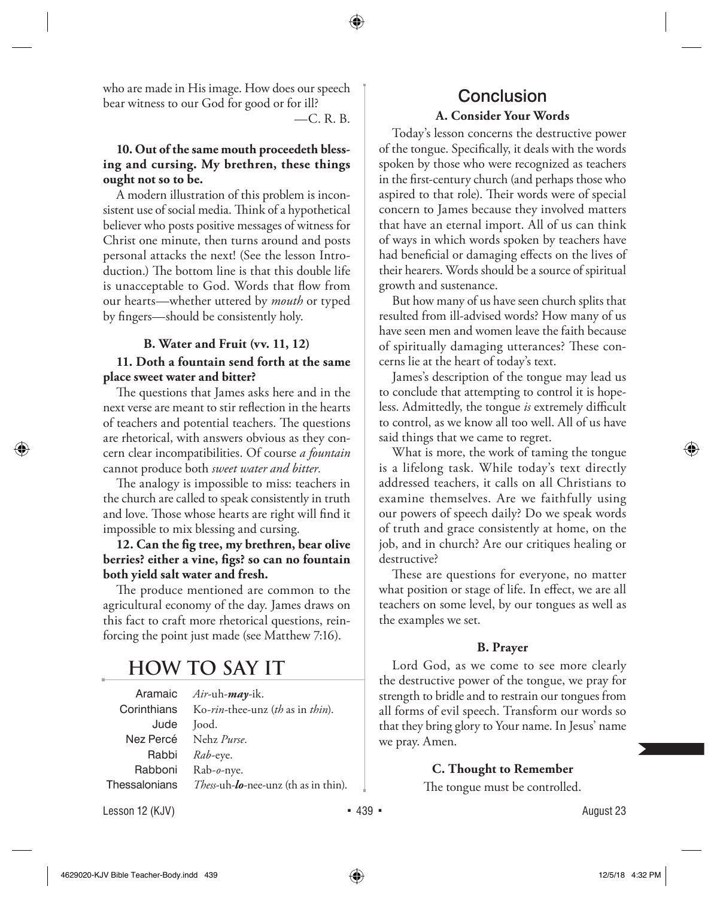who are made in His image. How does our speech bear witness to our God for good or for ill?

—C. R. B.

**10. Out of the same mouth proceedeth blessing and cursing. My brethren, these things ought not so to be.**

A modern illustration of this problem is inconsistent use of social media. Think of a hypothetical believer who posts positive messages of witness for Christ one minute, then turns around and posts personal attacks the next! (See the lesson Introduction.) The bottom line is that this double life is unacceptable to God. Words that flow from our hearts—whether uttered by *mouth* or typed by fingers—should be consistently holy.

### B. Water and Fruit (vv. 11, 12)

**11. Doth a fountain send forth at the same place sweet water and bitter?**

The questions that James asks here and in the next verse are meant to stir reflection in the hearts of teachers and potential teachers. The questions are rhetorical, with answers obvious as they concern clear incompatibilities. Of course *a fountain* cannot produce both *sweet water and bitter.*

The analogy is impossible to miss: teachers in the church are called to speak consistently in truth and love. Those whose hearts are right will find it impossible to mix blessing and cursing.

**12. Can the fig tree, my brethren, bear olive berries? either a vine, figs? so can no fountain both yield salt water and fresh.**

The produce mentioned are common to the agricultural economy of the day. James draws on this fact to craft more rhetorical questions, reinforcing the point just made (see Matthew 7:16).

## HOW TO SAY IT

| | |
|---|---|
| Aramaic | *Air*-uh-***may***-ik. |
| Corinthians | Ko-*rin*-thee-unz (*th* as in *thin*). |
| Jude | Jood. |
| Nez Percé | Nehz *Purse*. |
| Rabbi | *Rab*-eye. |
| Rabboni | Rab-*o*-nye. |
| Thessalonians | *Thess*-uh-***lo***-nee-unz (th as in thin). |

## Conclusion

### A. Consider Your Words

Today's lesson concerns the destructive power of the tongue. Specifically, it deals with the words spoken by those who were recognized as teachers in the first-century church (and perhaps those who aspired to that role). Their words were of special concern to James because they involved matters that have an eternal import. All of us can think of ways in which words spoken by teachers have had beneficial or damaging effects on the lives of their hearers. Words should be a source of spiritual growth and sustenance.

But how many of us have seen church splits that resulted from ill-advised words? How many of us have seen men and women leave the faith because of spiritually damaging utterances? These concerns lie at the heart of today's text.

James's description of the tongue may lead us to conclude that attempting to control it is hopeless. Admittedly, the tongue *is* extremely difficult to control, as we know all too well. All of us have said things that we came to regret.

What is more, the work of taming the tongue is a lifelong task. While today's text directly addressed teachers, it calls on all Christians to examine themselves. Are we faithfully using our powers of speech daily? Do we speak words of truth and grace consistently at home, on the job, and in church? Are our critiques healing or destructive?

These are questions for everyone, no matter what position or stage of life. In effect, we are all teachers on some level, by our tongues as well as the examples we set.

### B. Prayer

Lord God, as we come to see more clearly the destructive power of the tongue, we pray for strength to bridle and to restrain our tongues from all forms of evil speech. Transform our words so that they bring glory to Your name. In Jesus' name we pray. Amen.

### C. Thought to Remember

The tongue must be controlled.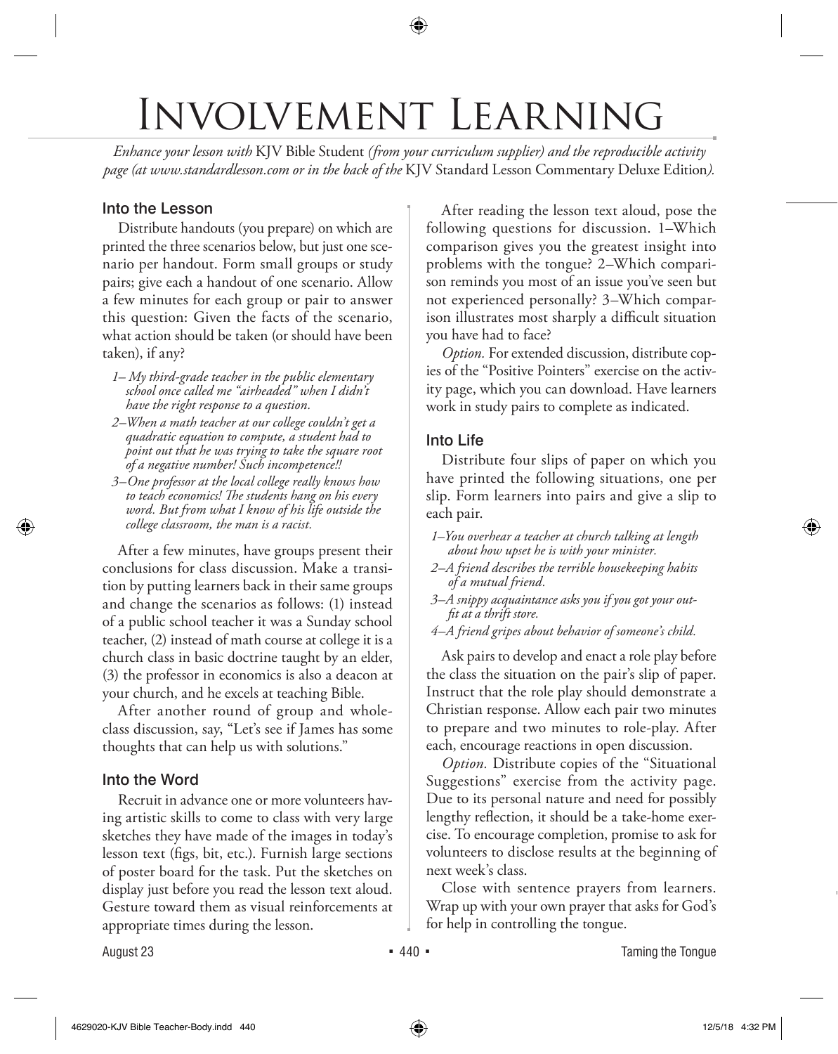# Involvement Learning

*Enhance your lesson with* KJV Bible Student *(from your curriculum supplier) and the reproducible activity page (at www.standardlesson.com or in the back of the* KJV Standard Lesson Commentary Deluxe Edition*).*

## Into the Lesson

Distribute handouts (you prepare) on which are printed the three scenarios below, but just one scenario per handout. Form small groups or study pairs; give each a handout of one scenario. Allow a few minutes for each group or pair to answer this question: Given the facts of the scenario, what action should be taken (or should have been taken), if any?

*1– My third-grade teacher in the public elementary school once called me "airheaded" when I didn't have the right response to a question.*

*2–When a math teacher at our college couldn't get a quadratic equation to compute, a student had to point out that he was trying to take the square root of a negative number! Such incompetence!!*

*3–One professor at the local college really knows how to teach economics! The students hang on his every word. But from what I know of his life outside the college classroom, the man is a racist.*

After a few minutes, have groups present their conclusions for class discussion. Make a transition by putting learners back in their same groups and change the scenarios as follows: (1) instead of a public school teacher it was a Sunday school teacher, (2) instead of math course at college it is a church class in basic doctrine taught by an elder, (3) the professor in economics is also a deacon at your church, and he excels at teaching Bible.

After another round of group and whole-class discussion, say, "Let's see if James has some thoughts that can help us with solutions."

## Into the Word

Recruit in advance one or more volunteers having artistic skills to come to class with very large sketches they have made of the images in today's lesson text (figs, bit, etc.). Furnish large sections of poster board for the task. Put the sketches on display just before you read the lesson text aloud. Gesture toward them as visual reinforcements at appropriate times during the lesson.

After reading the lesson text aloud, pose the following questions for discussion. 1–Which comparison gives you the greatest insight into problems with the tongue? 2–Which comparison reminds you most of an issue you've seen but not experienced personally? 3–Which comparison illustrates most sharply a difficult situation you have had to face?

*Option.* For extended discussion, distribute copies of the "Positive Pointers" exercise on the activity page, which you can download. Have learners work in study pairs to complete as indicated.

## Into Life

Distribute four slips of paper on which you have printed the following situations, one per slip. Form learners into pairs and give a slip to each pair.

*1–You overhear a teacher at church talking at length about how upset he is with your minister.*

*2–A friend describes the terrible housekeeping habits of a mutual friend.*

*3–A snippy acquaintance asks you if you got your outfit at a thrift store.*

*4–A friend gripes about behavior of someone's child.*

Ask pairs to develop and enact a role play before the class the situation on the pair's slip of paper. Instruct that the role play should demonstrate a Christian response. Allow each pair two minutes to prepare and two minutes to role-play. After each, encourage reactions in open discussion.

*Option.* Distribute copies of the "Situational Suggestions" exercise from the activity page. Due to its personal nature and need for possibly lengthy reflection, it should be a take-home exercise. To encourage completion, promise to ask for volunteers to disclose results at the beginning of next week's class.

Close with sentence prayers from learners. Wrap up with your own prayer that asks for God's for help in controlling the tongue.